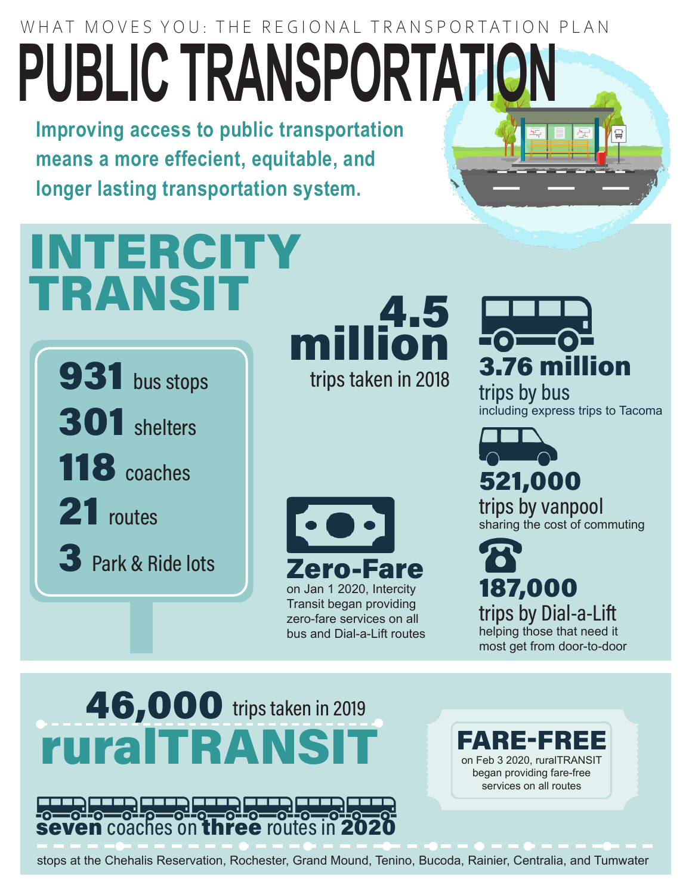WHAT MOVES YOU: THE REGIONAL TRANSPORTATION PLAN

# PUBLIC TRANSPORTATION

**Improving access to public transportation means a more effecient, equitable, and longer lasting transportation system.**

## INTERCITY TRANSIT

- **931** bus stops
- **301** shelters
- **118** coaches
- **21** routes
- **3** Park & Ride lots

**4.5 million** trips taken in 2018

**3.76 million** trips by bus
including express trips to Tacoma

**521,000** trips by vanpool
sharing the cost of commuting

**187,000** trips by Dial-a-Lift
helping those that need it most get from door-to-door

**Zero-Fare**
on Jan 1 2020, Intercity Transit began providing zero-fare services on all bus and Dial-a-Lift routes

## ruralTRANSIT

**46,000** trips taken in 2019

**FARE-FREE**
on Feb 3 2020, ruralTRANSIT began providing fare-free services on all routes

**seven** coaches on **three** routes in **2020**

stops at the Chehalis Reservation, Rochester, Grand Mound, Tenino, Bucoda, Rainier, Centralia, and Tumwater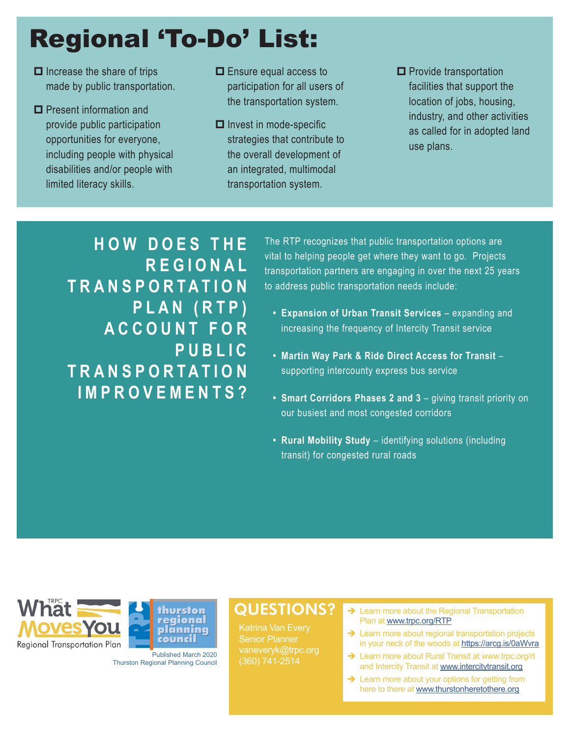# Regional 'To-Do' List:

- ☐ Increase the share of trips made by public transportation.
- ☐ Present information and provide public participation opportunities for everyone, including people with physical disabilities and/or people with limited literacy skills.
- ☐ Ensure equal access to participation for all users of the transportation system.
- ☐ Invest in mode-specific strategies that contribute to the overall development of an integrated, multimodal transportation system.
- ☐ Provide transportation facilities that support the location of jobs, housing, industry, and other activities as called for in adopted land use plans.

## HOW DOES THE REGIONAL TRANSPORTATION PLAN (RTP) ACCOUNT FOR PUBLIC TRANSPORTATION IMPROVEMENTS?

The RTP recognizes that public transportation options are vital to helping people get where they want to go. Projects transportation partners are engaging in over the next 25 years to address public transportation needs include:

- **Expansion of Urban Transit Services** – expanding and increasing the frequency of Intercity Transit service
- **Martin Way Park & Ride Direct Access for Transit** – supporting intercounty express bus service
- **Smart Corridors Phases 2 and 3** – giving transit priority on our busiest and most congested corridors
- **Rural Mobility Study** – identifying solutions (including transit) for congested rural roads

TRPC What Moves You Regional Transportation Plan

thurston regional planning council

Published March 2020
Thurston Regional Planning Council

## QUESTIONS?

Katrina Van Every
Senior Planner
vaneveryk@trpc.org
(360) 741-2514

- ➔ Learn more about the Regional Transportation Plan at www.trpc.org/RTP
- ➔ Learn more about regional transportation projects in your neck of the woods at https://arcg.is/0aWvra
- ➔ Learn more about Rural Transit at www.trpc.org/rt and Intercity Transit at www.intercitytransit.org
- ➔ Learn more about your options for getting from here to there at www.thurstonheretothere.org